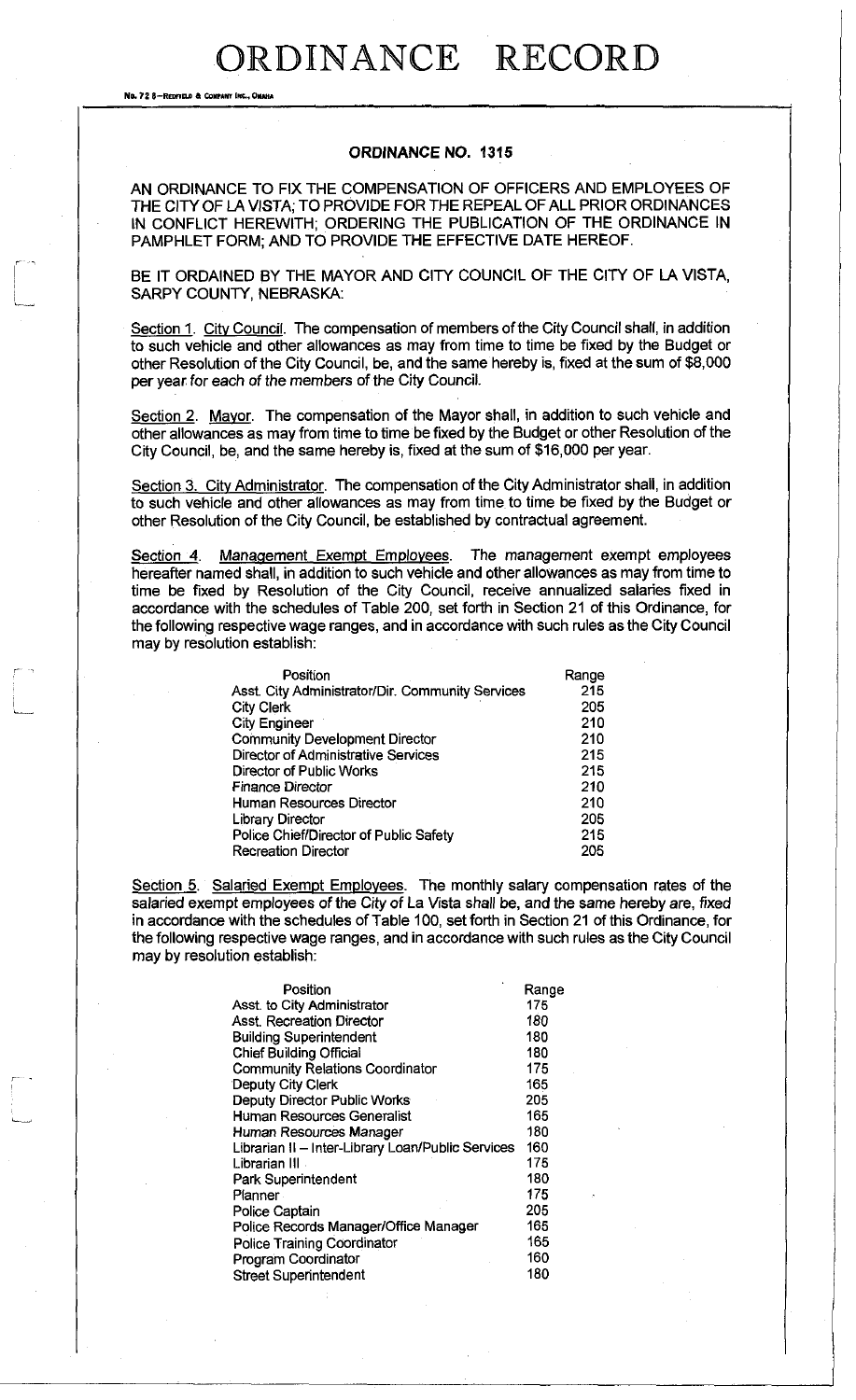# ORDINANCE RECORD

## ORDINANCE NO. 1315

AN ORDINANCE TO FIX THE COMPENSATION OF OFFICERS AND EMPLOYEES OF THE CITY OF LA VISTA; TO PROVIDE FOR THE REPEAL OF ALL PRIOR ORDINANCES IN CONFLICT HEREWITH; ORDERING THE PUBLICATION OF THE ORDINANCE IN PAMPHLET FORM; AND TO PROVIDE THE EFFECTIVE DATE HEREOF.

BE IT ORDAINED BY THE MAYOR AND CITY COUNCIL OF THE CITY OF LA VISTA, SARPY COUNTY, NEBRASKA:

Section 1. City Council. The compensation of members of the City Council shall, in addition to such vehicle and other allowances as may from time to time be fixed by the Budget or other Resolution of the City Council, be, and the same hereby is, fixed at the sum of $8,000 per year for each of the members of the City Council.

Section 2. Mayor. The compensation of the Mayor shall, in addition to such vehicle and other allowances as may from time to time be fixed by the Budget or other Resolution of the City Council, be, and the same hereby is, fixed at the sum of $16,000 per year.

Section 3. City Administrator. The compensation of the City Administrator shall, in addition to such vehicle and other allowances as may from time to time be fixed by the Budget or other Resolution of the City Council, be established by contractual agreement.

Section 4. Management Exempt Employees. The management exempt employees hereafter named shall, in addition to such vehicle and other allowances as may from time to time be fixed by Resolution of the City Council, receive annualized salaries fixed in accordance with the schedules of Table 200, set forth in Section 21 of this Ordinance, for the following respective wage ranges, and in accordance with such rules as the City Council may by resolution establish:

| Position | Range |
|---|---|
| Asst. City Administrator/Dir. Community Services | 215 |
| City Clerk | 205 |
| City Engineer | 210 |
| Community Development Director | 210 |
| Director of Administrative Services | 215 |
| Director of Public Works | 215 |
| Finance Director | 210 |
| Human Resources Director | 210 |
| Library Director | 205 |
| Police Chief/Director of Public Safety | 215 |
| Recreation Director | 205 |

Section 5. Salaried Exempt Employees. The monthly salary compensation rates of the salaried exempt employees of the City of La Vista shall be, and the same hereby are, fixed in accordance with the schedules of Table 100, set forth in Section 21 of this Ordinance, for the following respective wage ranges, and in accordance with such rules as the City Council may by resolution establish:

| Position | Range |
|---|---|
| Asst. to City Administrator | 175 |
| Asst. Recreation Director | 180 |
| Building Superintendent | 180 |
| Chief Building Official | 180 |
| Community Relations Coordinator | 175 |
| Deputy City Clerk | 165 |
| Deputy Director Public Works | 205 |
| Human Resources Generalist | 165 |
| Human Resources Manager | 180 |
| Librarian II – Inter-Library Loan/Public Services | 160 |
| Librarian III | 175 |
| Park Superintendent | 180 |
| Planner | 175 |
| Police Captain | 205 |
| Police Records Manager/Office Manager | 165 |
| Police Training Coordinator | 165 |
| Program Coordinator | 160 |
| Street Superintendent | 180 |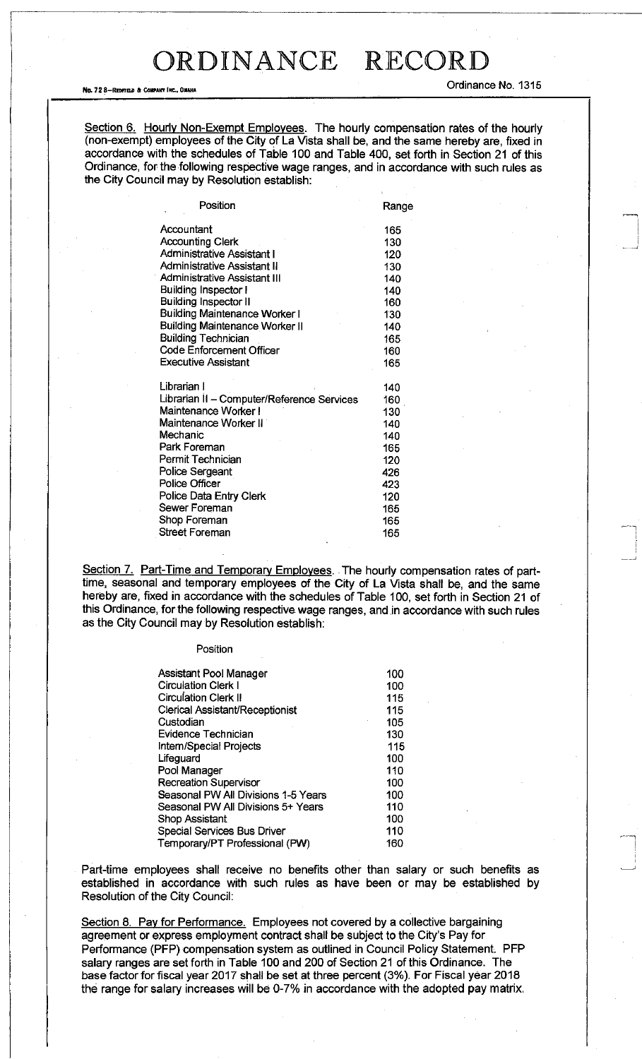# ORDINANCE RECORD

Ordinance No. 1315

Section 6. Hourly Non-Exempt Employees. The hourly compensation rates of the hourly (non-exempt) employees of the City of La Vista shall be, and the same hereby are, fixed in accordance with the schedules of Table 100 and Table 400, set forth in Section 21 of this Ordinance, for the following respective wage ranges, and in accordance with such rules as the City Council may by Resolution establish:

| Position | Range |
|---|---|
| Accountant | 165 |
| Accounting Clerk | 130 |
| Administrative Assistant I | 120 |
| Administrative Assistant II | 130 |
| Administrative Assistant III | 140 |
| Building Inspector I | 140 |
| Building Inspector II | 160 |
| Building Maintenance Worker I | 130 |
| Building Maintenance Worker II | 140 |
| Building Technician | 165 |
| Code Enforcement Officer | 160 |
| Executive Assistant | 165 |
| Librarian I | 140 |
| Librarian II – Computer/Reference Services | 160 |
| Maintenance Worker I | 130 |
| Maintenance Worker II | 140 |
| Mechanic | 140 |
| Park Foreman | 165 |
| Permit Technician | 120 |
| Police Sergeant | 426 |
| Police Officer | 423 |
| Police Data Entry Clerk | 120 |
| Sewer Foreman | 165 |
| Shop Foreman | 165 |
| Street Foreman | 165 |

Section 7. Part-Time and Temporary Employees. The hourly compensation rates of part-time, seasonal and temporary employees of the City of La Vista shall be, and the same hereby are, fixed in accordance with the schedules of Table 100, set forth in Section 21 of this Ordinance, for the following respective wage ranges, and in accordance with such rules as the City Council may by Resolution establish:

| Position | |
|---|---|
| Assistant Pool Manager | 100 |
| Circulation Clerk I | 100 |
| Circulation Clerk II | 115 |
| Clerical Assistant/Receptionist | 115 |
| Custodian | 105 |
| Evidence Technician | 130 |
| Intern/Special Projects | 115 |
| Lifeguard | 100 |
| Pool Manager | 110 |
| Recreation Supervisor | 100 |
| Seasonal PW All Divisions 1-5 Years | 100 |
| Seasonal PW All Divisions 5+ Years | 110 |
| Shop Assistant | 100 |
| Special Services Bus Driver | 110 |
| Temporary/PT Professional (PW) | 160 |

Part-time employees shall receive no benefits other than salary or such benefits as established in accordance with such rules as have been or may be established by Resolution of the City Council:

Section 8. Pay for Performance. Employees not covered by a collective bargaining agreement or express employment contract shall be subject to the City's Pay for Performance (PFP) compensation system as outlined in Council Policy Statement. PFP salary ranges are set forth in Table 100 and 200 of Section 21 of this Ordinance. The base factor for fiscal year 2017 shall be set at three percent (3%). For Fiscal year 2018 the range for salary increases will be 0-7% in accordance with the adopted pay matrix.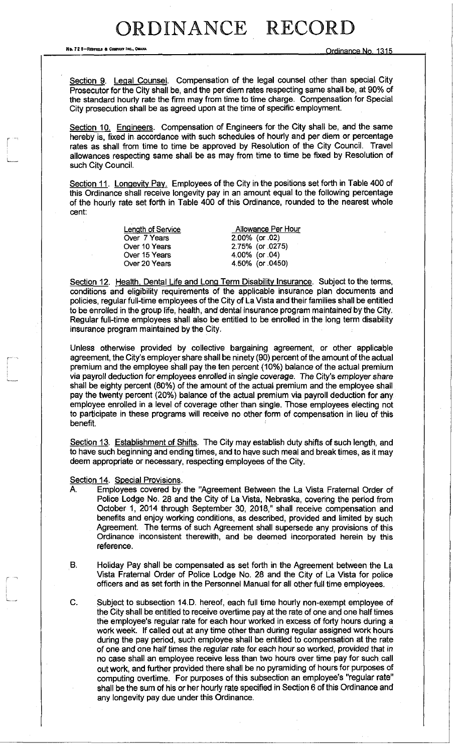Section 9. Legal Counsel. Compensation of the legal counsel other than special City Prosecutor for the City shall be, and the per diem rates respecting same shall be, at 90% of the standard hourly rate the firm may from time to time charge. Compensation for Special City prosecution shall be as agreed upon at the time of specific employment.

Section 10. Engineers. Compensation of Engineers for the City shall be, and the same hereby is, fixed in accordance with such schedules of hourly and per diem or percentage rates as shall from time to time be approved by Resolution of the City Council. Travel allowances respecting same shall be as may from time to time be fixed by Resolution of such City Council.

Section 11. Longevity Pay. Employees of the City in the positions set forth in Table 400 of this Ordinance shall receive longevity pay in an amount equal to the following percentage of the hourly rate set forth in Table 400 of this Ordinance, rounded to the nearest whole cent:

| Length of Service | Allowance Per Hour |
|---|---|
| Over 7 Years | 2.00% (or .02) |
| Over 10 Years | 2.75% (or .0275) |
| Over 15 Years | 4.00% (or .04) |
| Over 20 Years | 4.50% (or .0450) |

Section 12. Health, Dental Life and Long Term Disability Insurance. Subject to the terms, conditions and eligibility requirements of the applicable insurance plan documents and policies, regular full-time employees of the City of La Vista and their families shall be entitled to be enrolled in the group life, health, and dental insurance program maintained by the City. Regular full-time employees shall also be entitled to be enrolled in the long term disability insurance program maintained by the City.

Unless otherwise provided by collective bargaining agreement, or other applicable agreement, the City's employer share shall be ninety (90) percent of the amount of the actual premium and the employee shall pay the ten percent (10%) balance of the actual premium via payroll deduction for employees enrolled in single coverage. The City's employer share shall be eighty percent (80%) of the amount of the actual premium and the employee shall pay the twenty percent (20%) balance of the actual premium via payroll deduction for any employee enrolled in a level of coverage other than single. Those employees electing not to participate in these programs will receive no other form of compensation in lieu of this benefit.

Section 13. Establishment of Shifts. The City may establish duty shifts of such length, and to have such beginning and ending times, and to have such meal and break times, as it may deem appropriate or necessary, respecting employees of the City.

Section 14. Special Provisions.

A. Employees covered by the "Agreement Between the La Vista Fraternal Order of Police Lodge No. 28 and the City of La Vista, Nebraska, covering the period from October 1, 2014 through September 30, 2018," shall receive compensation and benefits and enjoy working conditions, as described, provided and limited by such Agreement. The terms of such Agreement shall supersede any provisions of this Ordinance inconsistent therewith, and be deemed incorporated herein by this reference.

B. Holiday Pay shall be compensated as set forth in the Agreement between the La Vista Fraternal Order of Police Lodge No. 28 and the City of La Vista for police officers and as set forth in the Personnel Manual for all other full time employees.

C. Subject to subsection 14.D. hereof, each full time hourly non-exempt employee of the City shall be entitled to receive overtime pay at the rate of one and one half times the employee's regular rate for each hour worked in excess of forty hours during a work week. If called out at any time other than during regular assigned work hours during the pay period, such employee shall be entitled to compensation at the rate of one and one half times the regular rate for each hour so worked, provided that in no case shall an employee receive less than two hours over time pay for such call out work, and further provided there shall be no pyramiding of hours for purposes of computing overtime. For purposes of this subsection an employee's "regular rate" shall be the sum of his or her hourly rate specified in Section 6 of this Ordinance and any longevity pay due under this Ordinance.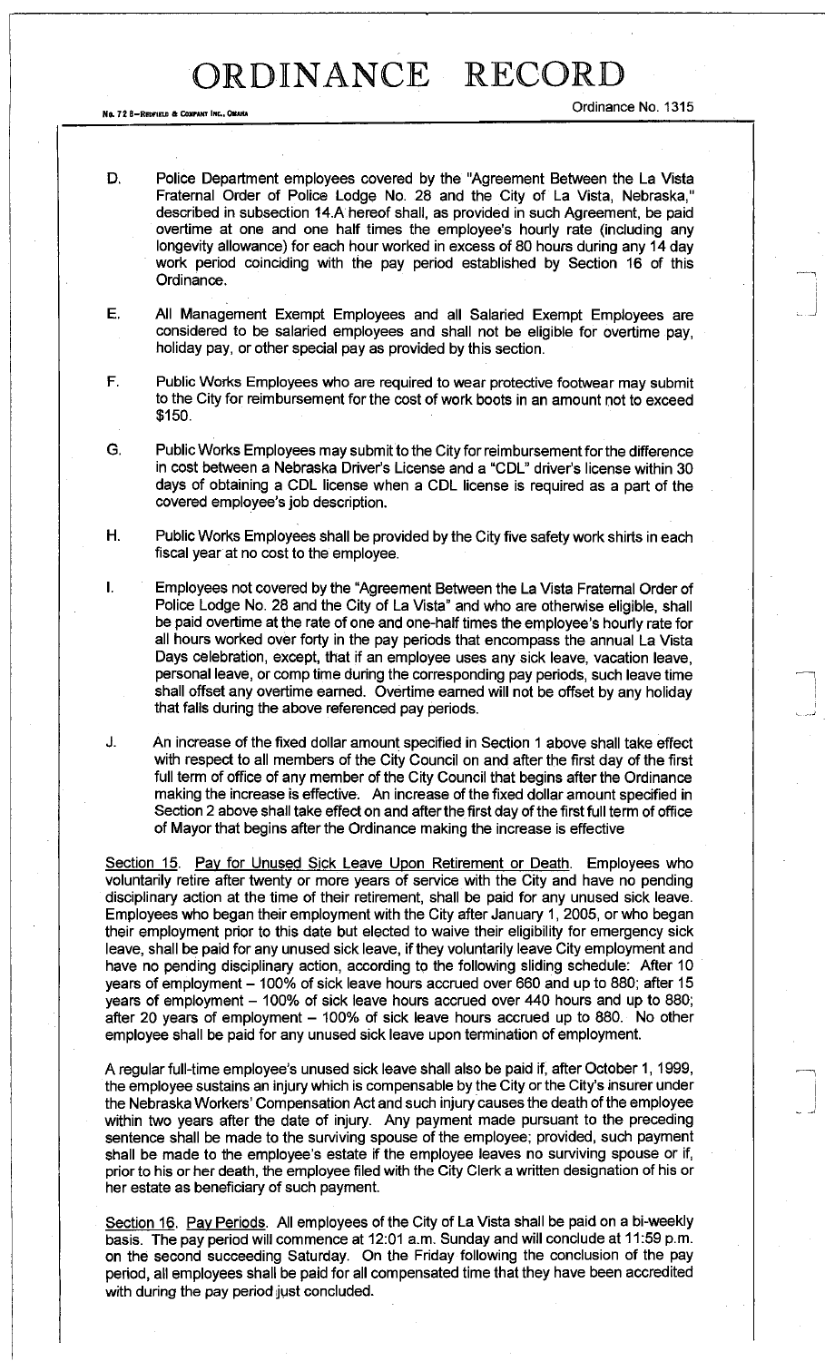# ORDINANCE RECORD

Ordinance No. 1315

D. Police Department employees covered by the "Agreement Between the La Vista Fraternal Order of Police Lodge No. 28 and the City of La Vista, Nebraska," described in subsection 14.A hereof shall, as provided in such Agreement, be paid overtime at one and one half times the employee's hourly rate (including any longevity allowance) for each hour worked in excess of 80 hours during any 14 day work period coinciding with the pay period established by Section 16 of this Ordinance.

E. All Management Exempt Employees and all Salaried Exempt Employees are considered to be salaried employees and shall not be eligible for overtime pay, holiday pay, or other special pay as provided by this section.

F. Public Works Employees who are required to wear protective footwear may submit to the City for reimbursement for the cost of work boots in an amount not to exceed $150.

G. Public Works Employees may submit to the City for reimbursement for the difference in cost between a Nebraska Driver's License and a "CDL" driver's license within 30 days of obtaining a CDL license when a CDL license is required as a part of the covered employee's job description.

H. Public Works Employees shall be provided by the City five safety work shirts in each fiscal year at no cost to the employee.

I. Employees not covered by the "Agreement Between the La Vista Fraternal Order of Police Lodge No. 28 and the City of La Vista" and who are otherwise eligible, shall be paid overtime at the rate of one and one-half times the employee's hourly rate for all hours worked over forty in the pay periods that encompass the annual La Vista Days celebration, except, that if an employee uses any sick leave, vacation leave, personal leave, or comp time during the corresponding pay periods, such leave time shall offset any overtime earned. Overtime earned will not be offset by any holiday that falls during the above referenced pay periods.

J. An increase of the fixed dollar amount specified in Section 1 above shall take effect with respect to all members of the City Council on and after the first day of the first full term of office of any member of the City Council that begins after the Ordinance making the increase is effective. An increase of the fixed dollar amount specified in Section 2 above shall take effect on and after the first day of the first full term of office of Mayor that begins after the Ordinance making the increase is effective

Section 15. Pay for Unused Sick Leave Upon Retirement or Death. Employees who voluntarily retire after twenty or more years of service with the City and have no pending disciplinary action at the time of their retirement, shall be paid for any unused sick leave. Employees who began their employment with the City after January 1, 2005, or who began their employment prior to this date but elected to waive their eligibility for emergency sick leave, shall be paid for any unused sick leave, if they voluntarily leave City employment and have no pending disciplinary action, according to the following sliding schedule: After 10 years of employment – 100% of sick leave hours accrued over 660 and up to 880; after 15 years of employment – 100% of sick leave hours accrued over 440 hours and up to 880; after 20 years of employment – 100% of sick leave hours accrued up to 880. No other employee shall be paid for any unused sick leave upon termination of employment.

A regular full-time employee's unused sick leave shall also be paid if, after October 1, 1999, the employee sustains an injury which is compensable by the City or the City's insurer under the Nebraska Workers' Compensation Act and such injury causes the death of the employee within two years after the date of injury. Any payment made pursuant to the preceding sentence shall be made to the surviving spouse of the employee; provided, such payment shall be made to the employee's estate if the employee leaves no surviving spouse or if, prior to his or her death, the employee filed with the City Clerk a written designation of his or her estate as beneficiary of such payment.

Section 16. Pay Periods. All employees of the City of La Vista shall be paid on a bi-weekly basis. The pay period will commence at 12:01 a.m. Sunday and will conclude at 11:59 p.m. on the second succeeding Saturday. On the Friday following the conclusion of the pay period, all employees shall be paid for all compensated time that they have been accredited with during the pay period just concluded.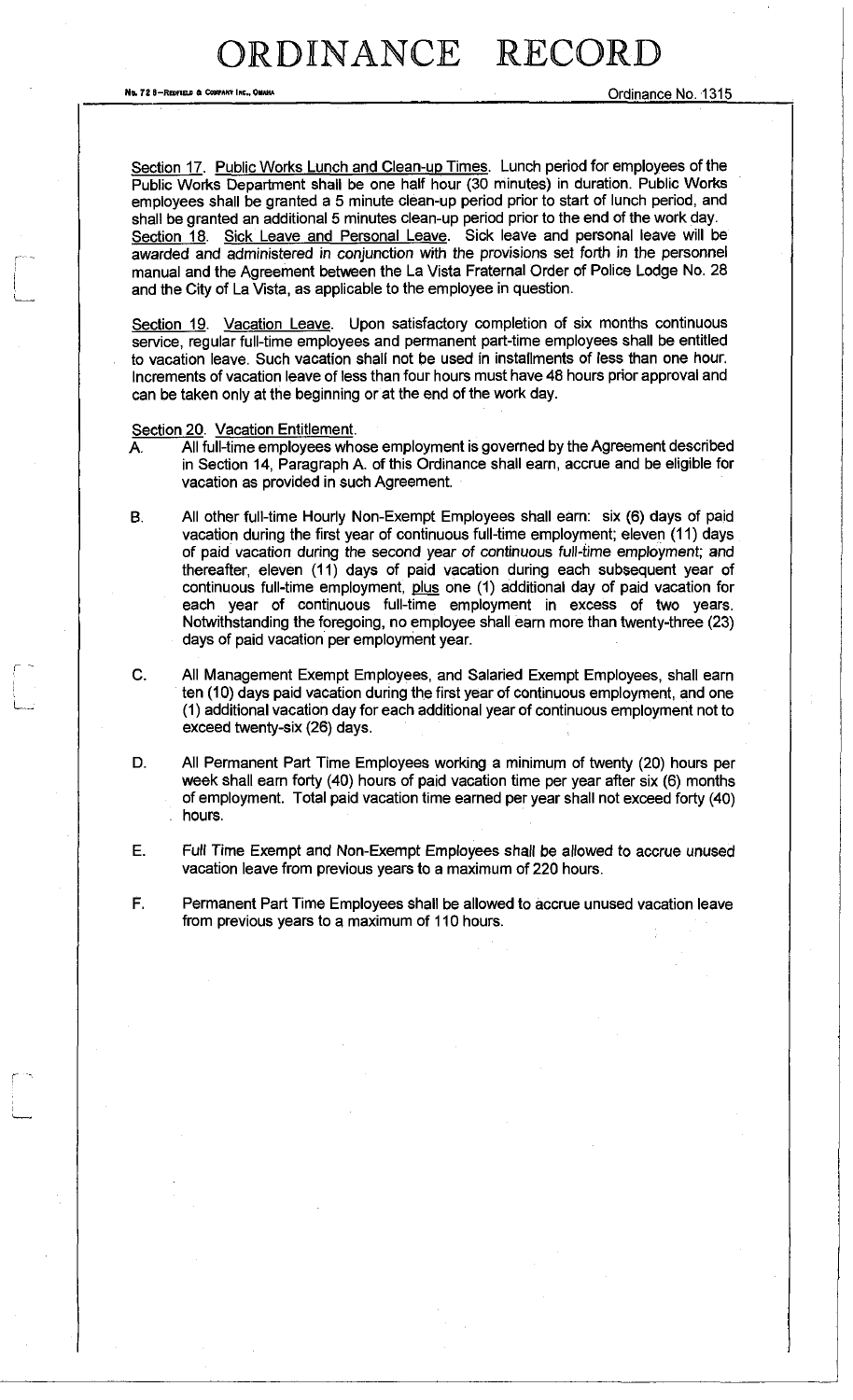Section 17. Public Works Lunch and Clean-up Times. Lunch period for employees of the Public Works Department shall be one half hour (30 minutes) in duration. Public Works employees shall be granted a 5 minute clean-up period prior to start of lunch period, and shall be granted an additional 5 minutes clean-up period prior to the end of the work day.

Section 18. Sick Leave and Personal Leave. Sick leave and personal leave will be awarded and administered in conjunction with the provisions set forth in the personnel manual and the Agreement between the La Vista Fraternal Order of Police Lodge No. 28 and the City of La Vista, as applicable to the employee in question.

Section 19. Vacation Leave. Upon satisfactory completion of six months continuous service, regular full-time employees and permanent part-time employees shall be entitled to vacation leave. Such vacation shall not be used in installments of less than one hour. Increments of vacation leave of less than four hours must have 48 hours prior approval and can be taken only at the beginning or at the end of the work day.

Section 20. Vacation Entitlement.

A. All full-time employees whose employment is governed by the Agreement described in Section 14, Paragraph A. of this Ordinance shall earn, accrue and be eligible for vacation as provided in such Agreement.

B. All other full-time Hourly Non-Exempt Employees shall earn: six (6) days of paid vacation during the first year of continuous full-time employment; eleven (11) days of paid vacation during the second year of continuous full-time employment; and thereafter, eleven (11) days of paid vacation during each subsequent year of continuous full-time employment, plus one (1) additional day of paid vacation for each year of continuous full-time employment in excess of two years. Notwithstanding the foregoing, no employee shall earn more than twenty-three (23) days of paid vacation per employment year.

C. All Management Exempt Employees, and Salaried Exempt Employees, shall earn ten (10) days paid vacation during the first year of continuous employment, and one (1) additional vacation day for each additional year of continuous employment not to exceed twenty-six (26) days.

D. All Permanent Part Time Employees working a minimum of twenty (20) hours per week shall earn forty (40) hours of paid vacation time per year after six (6) months of employment. Total paid vacation time earned per year shall not exceed forty (40) hours.

E. Full Time Exempt and Non-Exempt Employees shall be allowed to accrue unused vacation leave from previous years to a maximum of 220 hours.

F. Permanent Part Time Employees shall be allowed to accrue unused vacation leave from previous years to a maximum of 110 hours.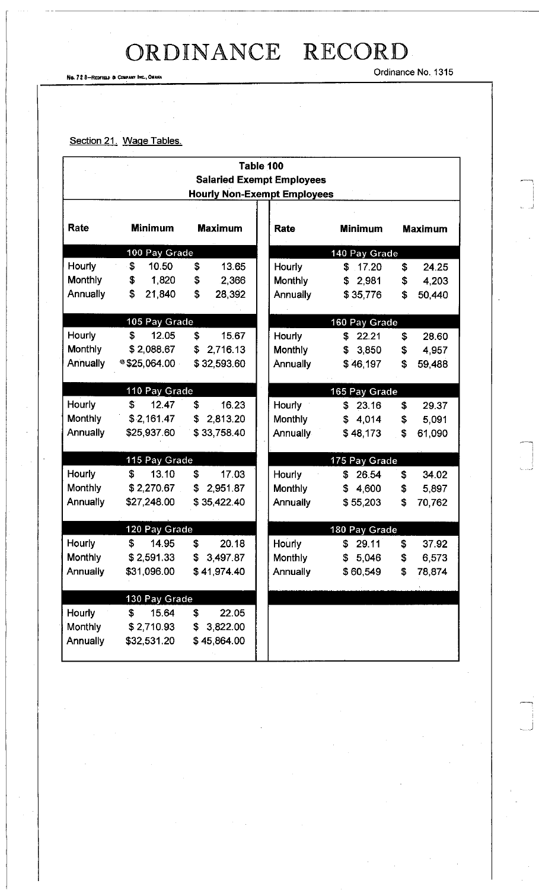# ORDINANCE RECORD

Ordinance No. 1315

Section 21. Wage Tables.

**Table 100**
**Salaried Exempt Employees**
**Hourly Non-Exempt Employees**

| Rate | Minimum | Maximum | Rate | Minimum | Maximum |
|---|---|---|---|---|---|
| | **100 Pay Grade** | | | **140 Pay Grade** | |
| Hourly | $ 10.50 | $ 13.65 | Hourly | $ 17.20 | $ 24.25 |
| Monthly | $ 1,820 | $ 2,366 | Monthly | $ 2,981 | $ 4,203 |
| Annually | $ 21,840 | $ 28,392 | Annually | $ 35,776 | $ 50,440 |
| | **105 Pay Grade** | | | **160 Pay Grade** | |
| Hourly | $ 12.05 | $ 15.67 | Hourly | $ 22.21 | $ 28.60 |
| Monthly | $ 2,088.67 | $ 2,716.13 | Monthly | $ 3,850 | $ 4,957 |
| Annually | $25,064.00 | $ 32,593.60 | Annually | $ 46,197 | $ 59,488 |
| | **110 Pay Grade** | | | **165 Pay Grade** | |
| Hourly | $ 12.47 | $ 16.23 | Hourly | $ 23.16 | $ 29.37 |
| Monthly | $ 2,161.47 | $ 2,813.20 | Monthly | $ 4,014 | $ 5,091 |
| Annually | $25,937.60 | $ 33,758.40 | Annually | $ 48,173 | $ 61,090 |
| | **115 Pay Grade** | | | **175 Pay Grade** | |
| Hourly | $ 13.10 | $ 17.03 | Hourly | $ 26.54 | $ 34.02 |
| Monthly | $ 2,270.67 | $ 2,951.87 | Monthly | $ 4,600 | $ 5,897 |
| Annually | $27,248.00 | $ 35,422.40 | Annually | $ 55,203 | $ 70,762 |
| | **120 Pay Grade** | | | **180 Pay Grade** | |
| Hourly | $ 14.95 | $ 20.18 | Hourly | $ 29.11 | $ 37.92 |
| Monthly | $ 2,591.33 | $ 3,497.87 | Monthly | $ 5,046 | $ 6,573 |
| Annually | $31,096.00 | $ 41,974.40 | Annually | $ 60,549 | $ 78,874 |
| | **130 Pay Grade** | | | | |
| Hourly | $ 15.64 | $ 22.05 | | | |
| Monthly | $ 2,710.93 | $ 3,822.00 | | | |
| Annually | $32,531.20 | $ 45,864.00 | | | |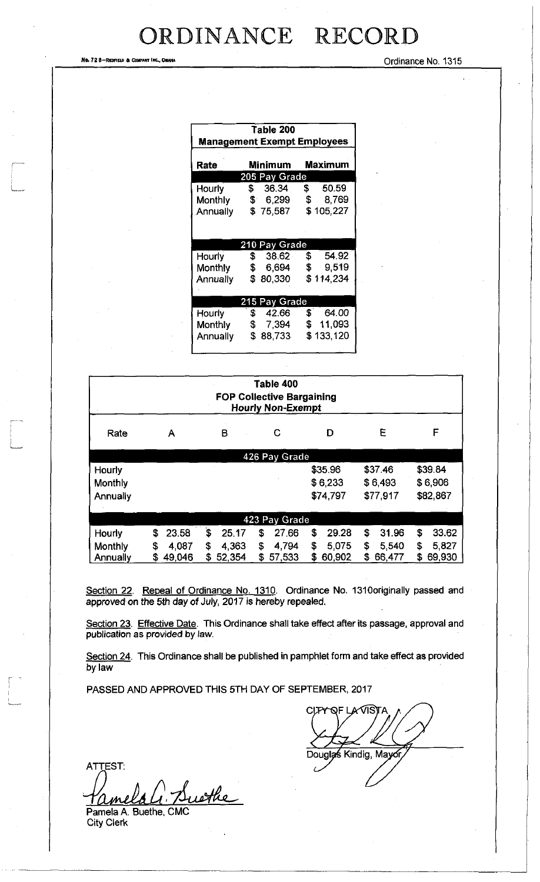# ORDINANCE RECORD

Ordinance No. 1315

| Table 200 Management Exempt Employees | | |
|---|---|---|
| **Rate** | **Minimum** | **Maximum** |
| **205 Pay Grade** | | |
| Hourly | $ 36.34 | $ 50.59 |
| Monthly | $ 6,299 | $ 8,769 |
| Annually | $ 75,587 | $ 105,227 |
| **210 Pay Grade** | | |
| Hourly | $ 38.62 | $ 54.92 |
| Monthly | $ 6,694 | $ 9,519 |
| Annually | $ 80,330 | $ 114,234 |
| **215 Pay Grade** | | |
| Hourly | $ 42.66 | $ 64.00 |
| Monthly | $ 7,394 | $ 11,093 |
| Annually | $ 88,733 | $ 133,120 |

| Table 400 FOP Collective Bargaining Hourly Non-Exempt | | | | | | |
|---|---|---|---|---|---|---|
| Rate | A | B | C | D | E | F |
| **426 Pay Grade** | | | | | | |
| Hourly | | | | $35.96 | $37.46 | $39.84 |
| Monthly | | | | $ 6,233 | $ 6,493 | $ 6,906 |
| Annually | | | | $74,797 | $77,917 | $82,867 |
| **423 Pay Grade** | | | | | | |
| Hourly | $ 23.58 | $ 25.17 | $ 27.66 | $ 29.28 | $ 31.96 | $ 33.62 |
| Monthly | $ 4,087 | $ 4,363 | $ 4,794 | $ 5,075 | $ 5,540 | $ 5,827 |
| Annually | $ 49,046 | $ 52,354 | $ 57,533 | $ 60,902 | $ 66,477 | $ 69,930 |

Section 22. Repeal of Ordinance No. 1310. Ordinance No. 1310originally passed and approved on the 5th day of July, 2017 is hereby repealed.

Section 23. Effective Date. This Ordinance shall take effect after its passage, approval and publication as provided by law.

Section 24. This Ordinance shall be published in pamphlet form and take effect as provided by law

PASSED AND APPROVED THIS 5TH DAY OF SEPTEMBER, 2017

CITY OF LA VISTA

Douglas Kindig, Mayor

ATTEST:

Pamela A. Buethe, CMC
City Clerk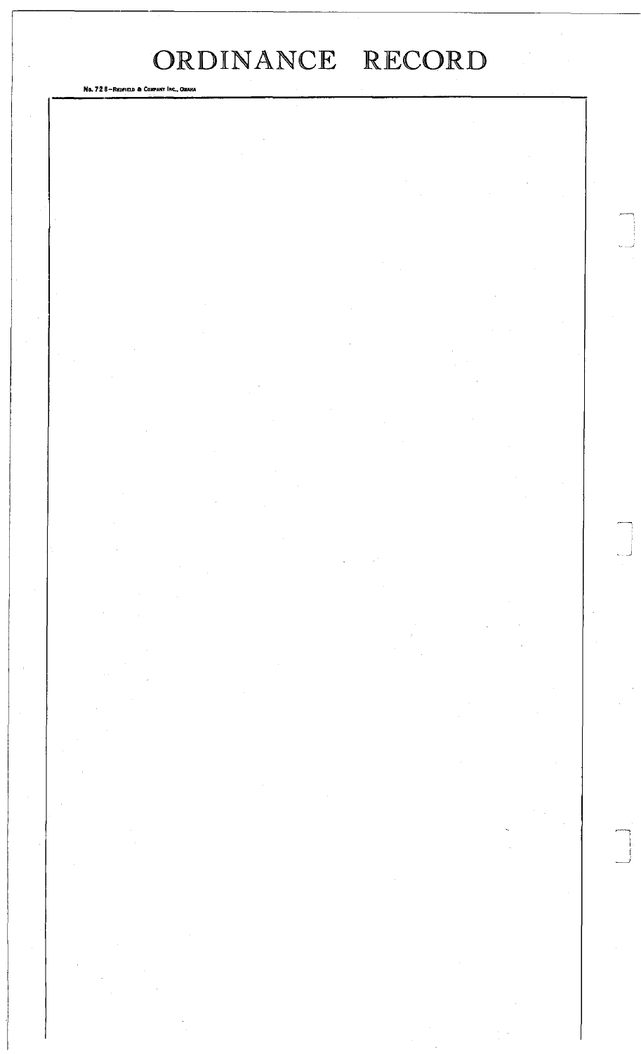# ORDINANCE RECORD

No. 72 8—Redfield & Company Inc., Omaha